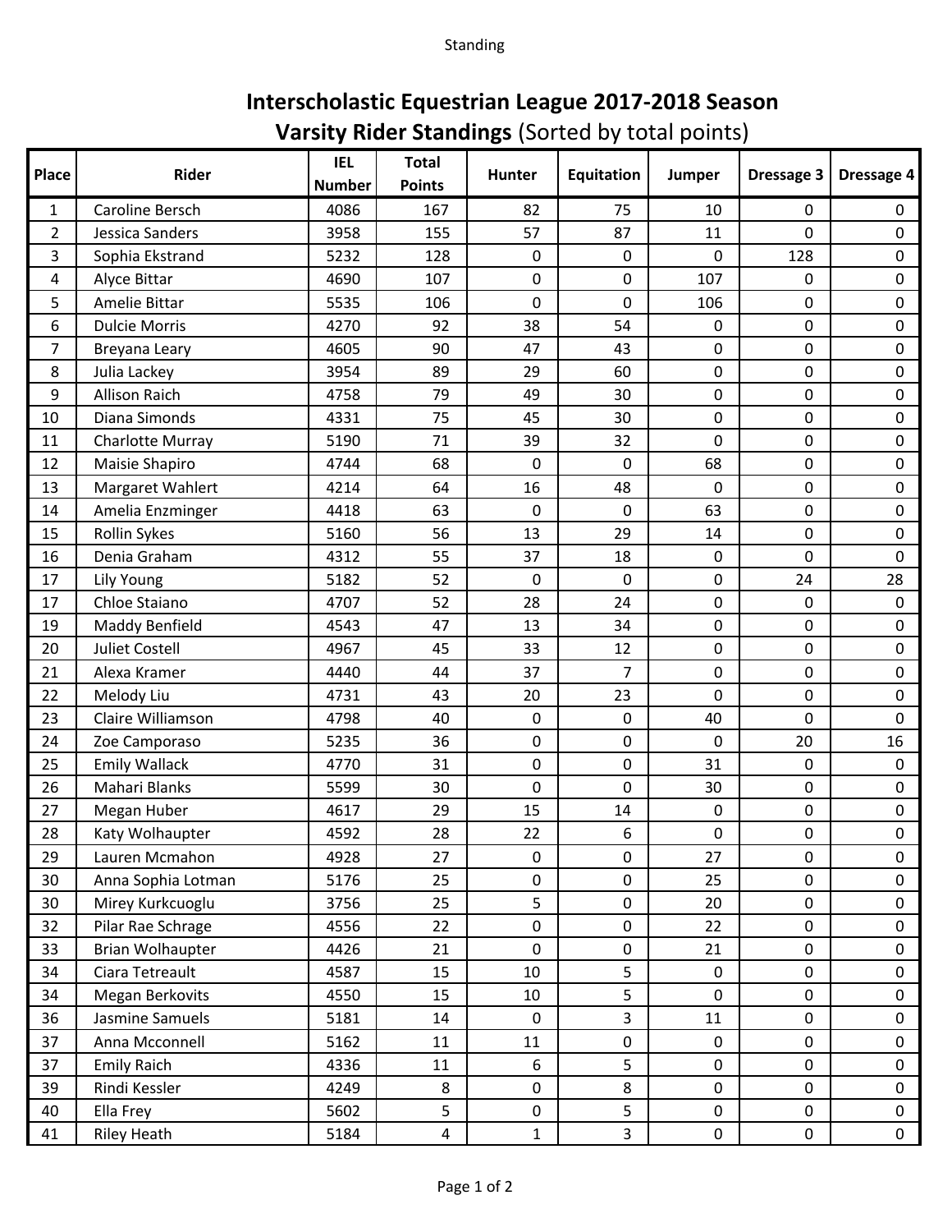# Interscholastic Equestrian League 2017-2018 Season

## **Varsity Rider Standings** (Sorted by total points)

| Place | Rider | IEL Number | Total Points | Hunter | Equitation | Jumper | Dressage 3 | Dressage 4 |
|---|---|---|---|---|---|---|---|---|
| 1 | Caroline Bersch | 4086 | 167 | 82 | 75 | 10 | 0 | 0 |
| 2 | Jessica Sanders | 3958 | 155 | 57 | 87 | 11 | 0 | 0 |
| 3 | Sophia Ekstrand | 5232 | 128 | 0 | 0 | 0 | 128 | 0 |
| 4 | Alyce Bittar | 4690 | 107 | 0 | 0 | 107 | 0 | 0 |
| 5 | Amelie Bittar | 5535 | 106 | 0 | 0 | 106 | 0 | 0 |
| 6 | Dulcie Morris | 4270 | 92 | 38 | 54 | 0 | 0 | 0 |
| 7 | Breyana Leary | 4605 | 90 | 47 | 43 | 0 | 0 | 0 |
| 8 | Julia Lackey | 3954 | 89 | 29 | 60 | 0 | 0 | 0 |
| 9 | Allison Raich | 4758 | 79 | 49 | 30 | 0 | 0 | 0 |
| 10 | Diana Simonds | 4331 | 75 | 45 | 30 | 0 | 0 | 0 |
| 11 | Charlotte Murray | 5190 | 71 | 39 | 32 | 0 | 0 | 0 |
| 12 | Maisie Shapiro | 4744 | 68 | 0 | 0 | 68 | 0 | 0 |
| 13 | Margaret Wahlert | 4214 | 64 | 16 | 48 | 0 | 0 | 0 |
| 14 | Amelia Enzminger | 4418 | 63 | 0 | 0 | 63 | 0 | 0 |
| 15 | Rollin Sykes | 5160 | 56 | 13 | 29 | 14 | 0 | 0 |
| 16 | Denia Graham | 4312 | 55 | 37 | 18 | 0 | 0 | 0 |
| 17 | Lily Young | 5182 | 52 | 0 | 0 | 0 | 24 | 28 |
| 17 | Chloe Staiano | 4707 | 52 | 28 | 24 | 0 | 0 | 0 |
| 19 | Maddy Benfield | 4543 | 47 | 13 | 34 | 0 | 0 | 0 |
| 20 | Juliet Costell | 4967 | 45 | 33 | 12 | 0 | 0 | 0 |
| 21 | Alexa Kramer | 4440 | 44 | 37 | 7 | 0 | 0 | 0 |
| 22 | Melody Liu | 4731 | 43 | 20 | 23 | 0 | 0 | 0 |
| 23 | Claire Williamson | 4798 | 40 | 0 | 0 | 40 | 0 | 0 |
| 24 | Zoe Camporaso | 5235 | 36 | 0 | 0 | 0 | 20 | 16 |
| 25 | Emily Wallack | 4770 | 31 | 0 | 0 | 31 | 0 | 0 |
| 26 | Mahari Blanks | 5599 | 30 | 0 | 0 | 30 | 0 | 0 |
| 27 | Megan Huber | 4617 | 29 | 15 | 14 | 0 | 0 | 0 |
| 28 | Katy Wolhaupter | 4592 | 28 | 22 | 6 | 0 | 0 | 0 |
| 29 | Lauren Mcmahon | 4928 | 27 | 0 | 0 | 27 | 0 | 0 |
| 30 | Anna Sophia Lotman | 5176 | 25 | 0 | 0 | 25 | 0 | 0 |
| 30 | Mirey Kurkcuoglu | 3756 | 25 | 5 | 0 | 20 | 0 | 0 |
| 32 | Pilar Rae Schrage | 4556 | 22 | 0 | 0 | 22 | 0 | 0 |
| 33 | Brian Wolhaupter | 4426 | 21 | 0 | 0 | 21 | 0 | 0 |
| 34 | Ciara Tetreault | 4587 | 15 | 10 | 5 | 0 | 0 | 0 |
| 34 | Megan Berkovits | 4550 | 15 | 10 | 5 | 0 | 0 | 0 |
| 36 | Jasmine Samuels | 5181 | 14 | 0 | 3 | 11 | 0 | 0 |
| 37 | Anna Mcconnell | 5162 | 11 | 11 | 0 | 0 | 0 | 0 |
| 37 | Emily Raich | 4336 | 11 | 6 | 5 | 0 | 0 | 0 |
| 39 | Rindi Kessler | 4249 | 8 | 0 | 8 | 0 | 0 | 0 |
| 40 | Ella Frey | 5602 | 5 | 0 | 5 | 0 | 0 | 0 |
| 41 | Riley Heath | 5184 | 4 | 1 | 3 | 0 | 0 | 0 |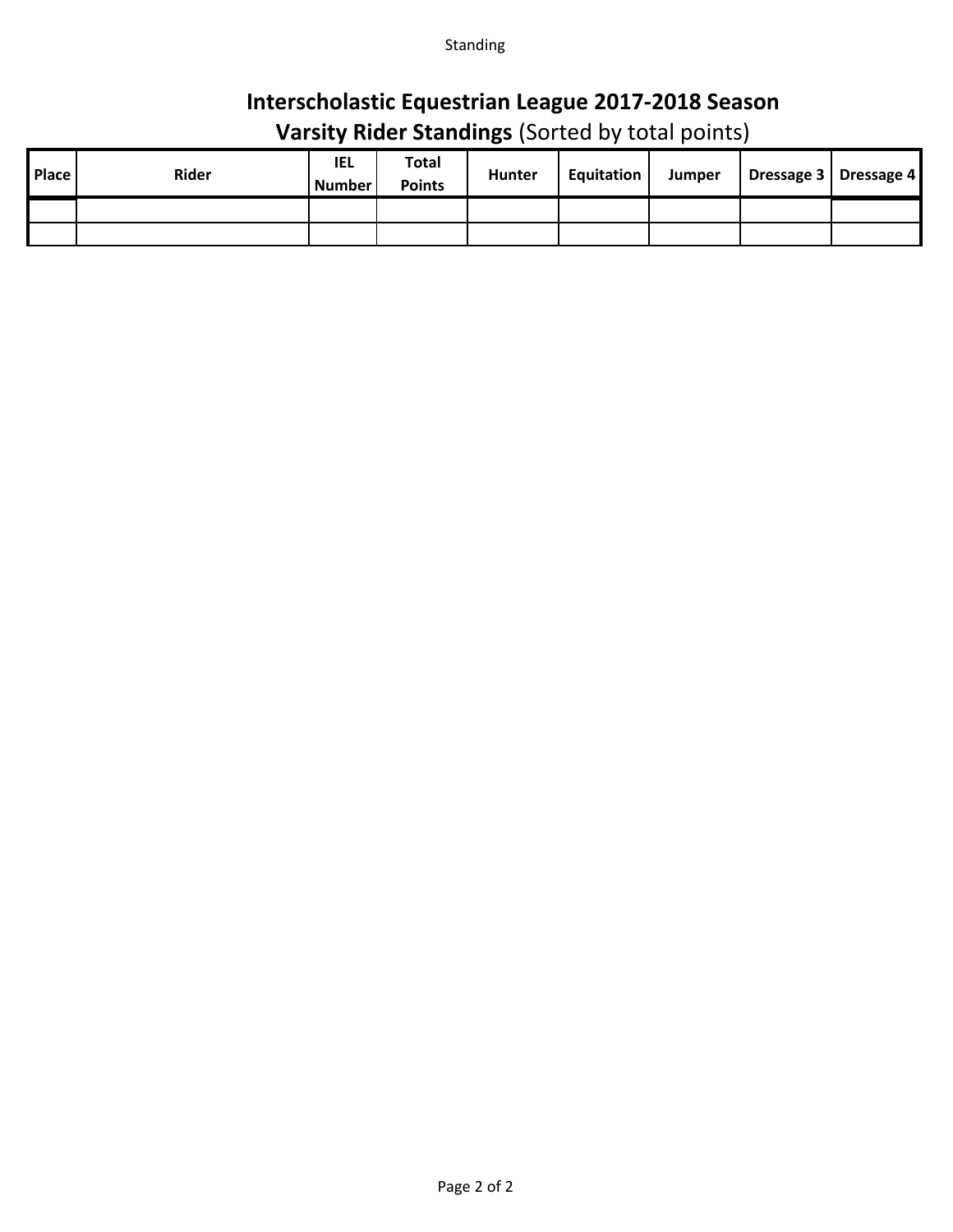# Interscholastic Equestrian League 2017-2018 Season

## **Varsity Rider Standings** (Sorted by total points)

| Place | Rider | IEL Number | Total Points | Hunter | Equitation | Jumper | Dressage 3 | Dressage 4 |
|---|---|---|---|---|---|---|---|---|
| | | | | | | | | |
| | | | | | | | | |